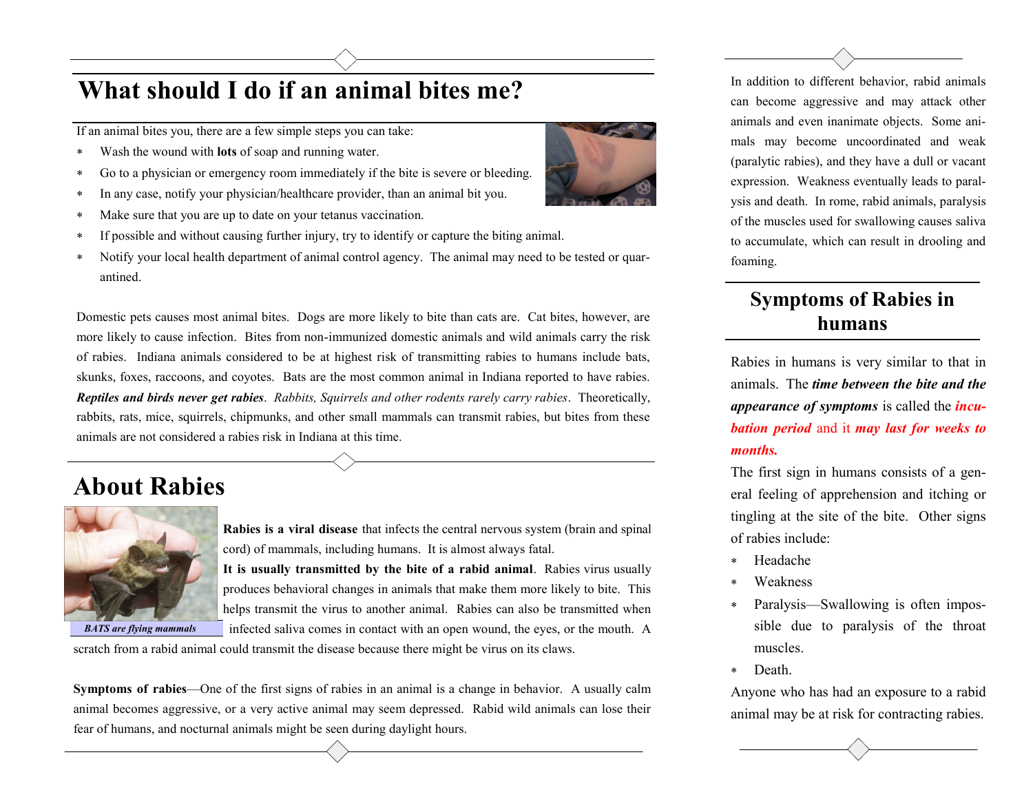# What should I do if an animal bites me?

If an animal bites you, there are a few simple steps you can take:

- Wash the wound with **lots** of soap and running water.
- Go to a physician or emergency room immediately if the bite is severe or bleeding.
- In any case, notify your physician/healthcare provider, than an animal bit you.
- Make sure that you are up to date on your tetanus vaccination.
- If possible and without causing further injury, try to identify or capture the biting animal.
- Notify your local health department of animal control agency. The animal may need to be tested or quarantined.

Domestic pets causes most animal bites. Dogs are more likely to bite than cats are. Cat bites, however, are more likely to cause infection. Bites from non-immunized domestic animals and wild animals carry the risk of rabies. Indiana animals considered to be at highest risk of transmitting rabies to humans include bats, skunks, foxes, raccoons, and coyotes. Bats are the most common animal in Indiana reported to have rabies. ***Reptiles and birds never get rabies***. *Rabbits, Squirrels and other rodents rarely carry rabies*. Theoretically, rabbits, rats, mice, squirrels, chipmunks, and other small mammals can transmit rabies, but bites from these animals are not considered a rabies risk in Indiana at this time.

# About Rabies

*BATS are flying mammals*

**Rabies is a viral disease** that infects the central nervous system (brain and spinal cord) of mammals, including humans. It is almost always fatal.

**It is usually transmitted by the bite of a rabid animal**. Rabies virus usually produces behavioral changes in animals that make them more likely to bite. This helps transmit the virus to another animal. Rabies can also be transmitted when infected saliva comes in contact with an open wound, the eyes, or the mouth. A scratch from a rabid animal could transmit the disease because there might be virus on its claws.

**Symptoms of rabies**—One of the first signs of rabies in an animal is a change in behavior. A usually calm animal becomes aggressive, or a very active animal may seem depressed. Rabid wild animals can lose their fear of humans, and nocturnal animals might be seen during daylight hours.

In addition to different behavior, rabid animals can become aggressive and may attack other animals and even inanimate objects. Some animals may become uncoordinated and weak (paralytic rabies), and they have a dull or vacant expression. Weakness eventually leads to paralysis and death. In rome, rabid animals, paralysis of the muscles used for swallowing causes saliva to accumulate, which can result in drooling and foaming.

## Symptoms of Rabies in humans

Rabies in humans is very similar to that in animals. The ***time between the bite and the appearance of symptoms*** is called the ***incubation period*** and it ***may last for weeks to months.***

The first sign in humans consists of a general feeling of apprehension and itching or tingling at the site of the bite. Other signs of rabies include:

- Headache
- Weakness
- Paralysis—Swallowing is often impossible due to paralysis of the throat muscles.
- Death.

Anyone who has had an exposure to a rabid animal may be at risk for contracting rabies.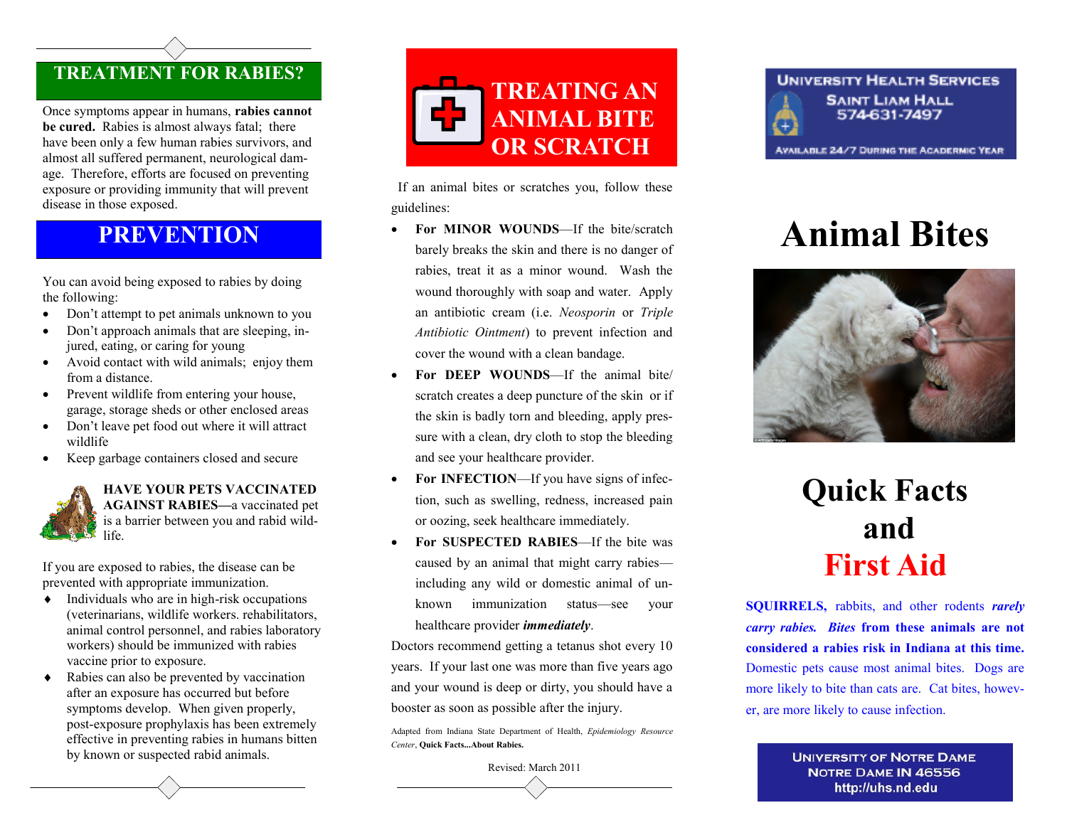## TREATMENT FOR RABIES?

Once symptoms appear in humans, **rabies cannot be cured.** Rabies is almost always fatal; there have been only a few human rabies survivors, and almost all suffered permanent, neurological damage. Therefore, efforts are focused on preventing exposure or providing immunity that will prevent disease in those exposed.

## PREVENTION

You can avoid being exposed to rabies by doing the following:

- Don't attempt to pet animals unknown to you
- Don't approach animals that are sleeping, injured, eating, or caring for young
- Avoid contact with wild animals; enjoy them from a distance.
- Prevent wildlife from entering your house, garage, storage sheds or other enclosed areas
- Don't leave pet food out where it will attract wildlife
- Keep garbage containers closed and secure

**HAVE YOUR PETS VACCINATED AGAINST RABIES—**a vaccinated pet is a barrier between you and rabid wildlife.

If you are exposed to rabies, the disease can be prevented with appropriate immunization.

- Individuals who are in high-risk occupations (veterinarians, wildlife workers. rehabilitators, animal control personnel, and rabies laboratory workers) should be immunized with rabies vaccine prior to exposure.
- Rabies can also be prevented by vaccination after an exposure has occurred but before symptoms develop. When given properly, post-exposure prophylaxis has been extremely effective in preventing rabies in humans bitten by known or suspected rabid animals.

## TREATING AN ANIMAL BITE OR SCRATCH

If an animal bites or scratches you, follow these guidelines:

- **For MINOR WOUNDS**—If the bite/scratch barely breaks the skin and there is no danger of rabies, treat it as a minor wound. Wash the wound thoroughly with soap and water. Apply an antibiotic cream (i.e. *Neosporin* or *Triple Antibiotic Ointment*) to prevent infection and cover the wound with a clean bandage.
- **For DEEP WOUNDS**—If the animal bite/scratch creates a deep puncture of the skin or if the skin is badly torn and bleeding, apply pressure with a clean, dry cloth to stop the bleeding and see your healthcare provider.
- **For INFECTION**—If you have signs of infection, such as swelling, redness, increased pain or oozing, seek healthcare immediately.
- **For SUSPECTED RABIES**—If the bite was caused by an animal that might carry rabies—including any wild or domestic animal of unknown immunization status—see your healthcare provider ***immediately***.

Doctors recommend getting a tetanus shot every 10 years. If your last one was more than five years ago and your wound is deep or dirty, you should have a booster as soon as possible after the injury.

Adapted from Indiana State Department of Health, *Epidemiology Resource Center*, **Quick Facts...About Rabies.**

Revised: March 2011

UNIVERSITY HEALTH SERVICES
SAINT LIAM HALL
574-631-7497
AVAILABLE 24/7 DURING THE ACADEMIC YEAR

# Animal Bites

# Quick Facts and First Aid

**SQUIRRELS,** rabbits, and other rodents ***rarely carry rabies. Bites*** **from these animals are not considered a rabies risk in Indiana at this time.** Domestic pets cause most animal bites. Dogs are more likely to bite than cats are. Cat bites, however, are more likely to cause infection.

UNIVERSITY OF NOTRE DAME
NOTRE DAME IN 46556
http://uhs.nd.edu